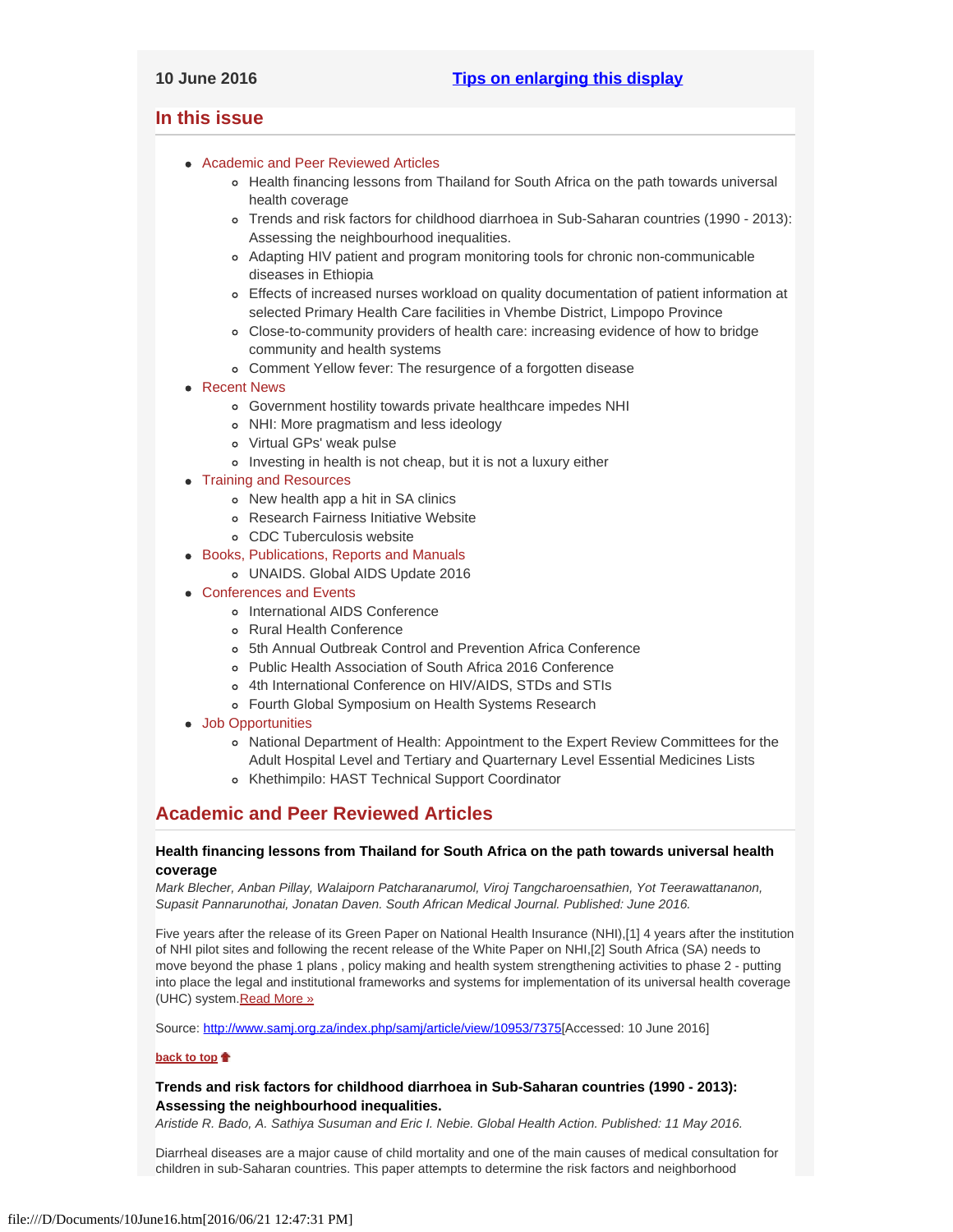10 June 2016 **Tips on enlarging this display**

## In this issue

- Academic and Peer Reviewed Articles
  - Health financing lessons from Thailand for South Africa on the path towards universal health coverage
  - Trends and risk factors for childhood diarrhoea in Sub-Saharan countries (1990 - 2013): Assessing the neighbourhood inequalities.
  - Adapting HIV patient and program monitoring tools for chronic non-communicable diseases in Ethiopia
  - Effects of increased nurses workload on quality documentation of patient information at selected Primary Health Care facilities in Vhembe District, Limpopo Province
  - Close-to-community providers of health care: increasing evidence of how to bridge community and health systems
  - Comment Yellow fever: The resurgence of a forgotten disease
- Recent News
  - Government hostility towards private healthcare impedes NHI
  - NHI: More pragmatism and less ideology
  - Virtual GPs' weak pulse
  - Investing in health is not cheap, but it is not a luxury either
- Training and Resources
  - New health app a hit in SA clinics
  - Research Fairness Initiative Website
  - CDC Tuberculosis website
- Books, Publications, Reports and Manuals
  - UNAIDS. Global AIDS Update 2016
- Conferences and Events
  - International AIDS Conference
  - Rural Health Conference
  - 5th Annual Outbreak Control and Prevention Africa Conference
  - Public Health Association of South Africa 2016 Conference
  - 4th International Conference on HIV/AIDS, STDs and STIs
  - Fourth Global Symposium on Health Systems Research
- Job Opportunities
  - National Department of Health: Appointment to the Expert Review Committees for the Adult Hospital Level and Tertiary and Quarternary Level Essential Medicines Lists
  - Khethimpilo: HAST Technical Support Coordinator

## Academic and Peer Reviewed Articles

**Health financing lessons from Thailand for South Africa on the path towards universal health coverage**

*Mark Blecher, Anban Pillay, Walaiporn Patcharanarumol, Viroj Tangcharoensathien, Yot Teerawattananon, Supasit Pannarunothai, Jonatan Daven. South African Medical Journal. Published: June 2016.*

Five years after the release of its Green Paper on National Health Insurance (NHI),[1] 4 years after the institution of NHI pilot sites and following the recent release of the White Paper on NHI,[2] South Africa (SA) needs to move beyond the phase 1 plans , policy making and health system strengthening activities to phase 2 - putting into place the legal and institutional frameworks and systems for implementation of its universal health coverage (UHC) system.Read More »

Source: http://www.samj.org.za/index.php/samj/article/view/10953/7375[Accessed: 10 June 2016]

**back to top**

**Trends and risk factors for childhood diarrhoea in Sub-Saharan countries (1990 - 2013): Assessing the neighbourhood inequalities.**

*Aristide R. Bado, A. Sathiya Susuman and Eric I. Nebie. Global Health Action. Published: 11 May 2016.*

Diarrheal diseases are a major cause of child mortality and one of the main causes of medical consultation for children in sub-Saharan countries. This paper attempts to determine the risk factors and neighborhood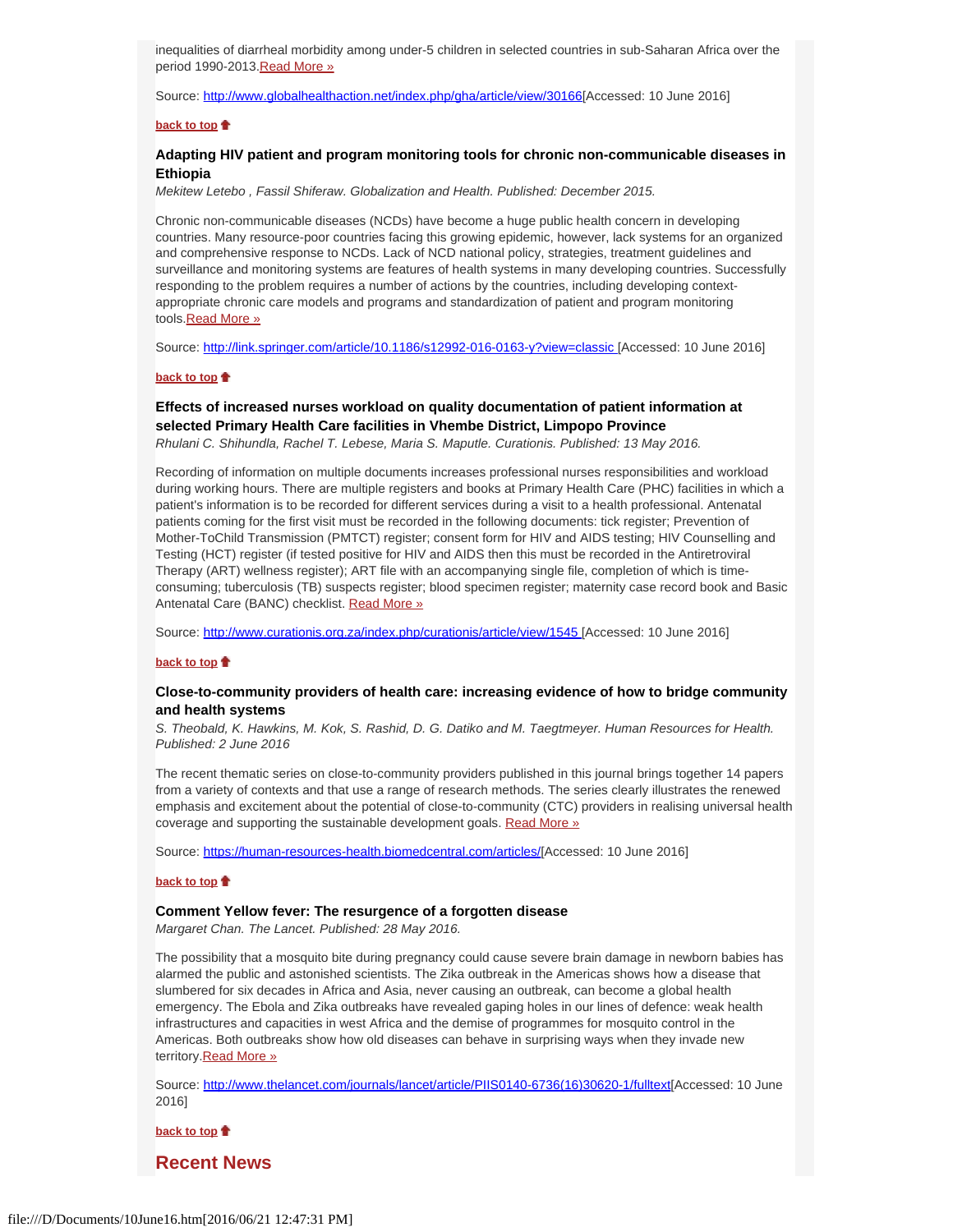inequalities of diarrheal morbidity among under-5 children in selected countries in sub-Saharan Africa over the period 1990-2013.Read More »

Source: http://www.globalhealthaction.net/index.php/gha/article/view/30166[Accessed: 10 June 2016]

**back to top**

### Adapting HIV patient and program monitoring tools for chronic non-communicable diseases in Ethiopia

*Mekitew Letebo , Fassil Shiferaw. Globalization and Health. Published: December 2015.*

Chronic non-communicable diseases (NCDs) have become a huge public health concern in developing countries. Many resource-poor countries facing this growing epidemic, however, lack systems for an organized and comprehensive response to NCDs. Lack of NCD national policy, strategies, treatment guidelines and surveillance and monitoring systems are features of health systems in many developing countries. Successfully responding to the problem requires a number of actions by the countries, including developing context-appropriate chronic care models and programs and standardization of patient and program monitoring tools.Read More »

Source: http://link.springer.com/article/10.1186/s12992-016-0163-y?view=classic [Accessed: 10 June 2016]

**back to top**

### Effects of increased nurses workload on quality documentation of patient information at selected Primary Health Care facilities in Vhembe District, Limpopo Province

*Rhulani C. Shihundla, Rachel T. Lebese, Maria S. Maputle. Curationis. Published: 13 May 2016.*

Recording of information on multiple documents increases professional nurses responsibilities and workload during working hours. There are multiple registers and books at Primary Health Care (PHC) facilities in which a patient's information is to be recorded for different services during a visit to a health professional. Antenatal patients coming for the first visit must be recorded in the following documents: tick register; Prevention of Mother-ToChild Transmission (PMTCT) register; consent form for HIV and AIDS testing; HIV Counselling and Testing (HCT) register (if tested positive for HIV and AIDS then this must be recorded in the Antiretroviral Therapy (ART) wellness register); ART file with an accompanying single file, completion of which is time-consuming; tuberculosis (TB) suspects register; blood specimen register; maternity case record book and Basic Antenatal Care (BANC) checklist. Read More »

Source: http://www.curationis.org.za/index.php/curationis/article/view/1545 [Accessed: 10 June 2016]

**back to top**

### Close-to-community providers of health care: increasing evidence of how to bridge community and health systems

*S. Theobald, K. Hawkins, M. Kok, S. Rashid, D. G. Datiko and M. Taegtmeyer. Human Resources for Health. Published: 2 June 2016*

The recent thematic series on close-to-community providers published in this journal brings together 14 papers from a variety of contexts and that use a range of research methods. The series clearly illustrates the renewed emphasis and excitement about the potential of close-to-community (CTC) providers in realising universal health coverage and supporting the sustainable development goals. Read More »

Source: https://human-resources-health.biomedcentral.com/articles/[Accessed: 10 June 2016]

**back to top**

### Comment Yellow fever: The resurgence of a forgotten disease

*Margaret Chan. The Lancet. Published: 28 May 2016.*

The possibility that a mosquito bite during pregnancy could cause severe brain damage in newborn babies has alarmed the public and astonished scientists. The Zika outbreak in the Americas shows how a disease that slumbered for six decades in Africa and Asia, never causing an outbreak, can become a global health emergency. The Ebola and Zika outbreaks have revealed gaping holes in our lines of defence: weak health infrastructures and capacities in west Africa and the demise of programmes for mosquito control in the Americas. Both outbreaks show how old diseases can behave in surprising ways when they invade new territory.Read More »

Source: http://www.thelancet.com/journals/lancet/article/PIIS0140-6736(16)30620-1/fulltext[Accessed: 10 June 2016]

**back to top**

## Recent News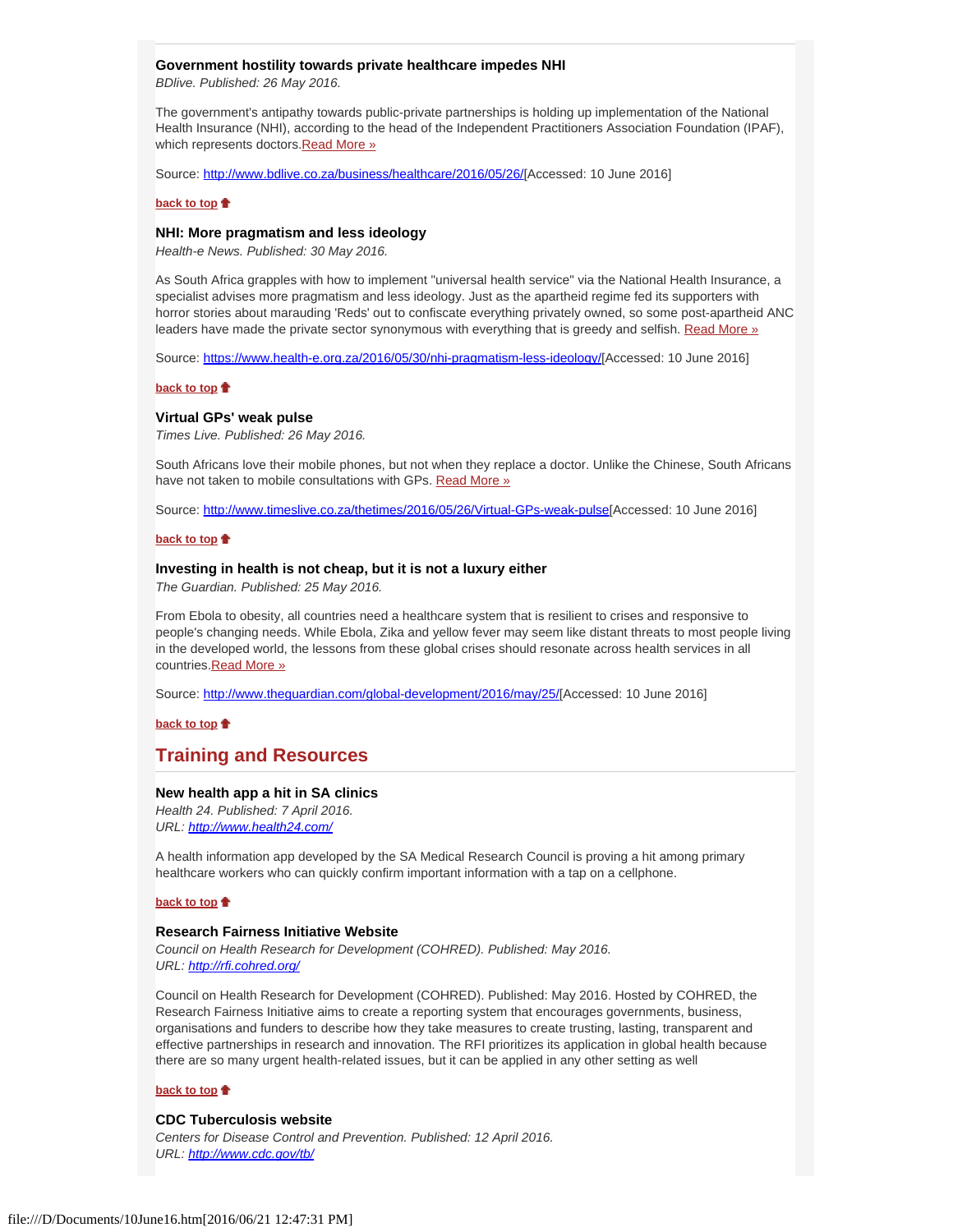### Government hostility towards private healthcare impedes NHI

*BDlive. Published: 26 May 2016.*

The government's antipathy towards public-private partnerships is holding up implementation of the National Health Insurance (NHI), according to the head of the Independent Practitioners Association Foundation (IPAF), which represents doctors.Read More »

Source: http://www.bdlive.co.za/business/healthcare/2016/05/26/[Accessed: 10 June 2016]

**back to top**

### NHI: More pragmatism and less ideology

*Health-e News. Published: 30 May 2016.*

As South Africa grapples with how to implement "universal health service" via the National Health Insurance, a specialist advises more pragmatism and less ideology. Just as the apartheid regime fed its supporters with horror stories about marauding 'Reds' out to confiscate everything privately owned, so some post-apartheid ANC leaders have made the private sector synonymous with everything that is greedy and selfish. Read More »

Source: https://www.health-e.org.za/2016/05/30/nhi-pragmatism-less-ideology/[Accessed: 10 June 2016]

**back to top**

### Virtual GPs' weak pulse

*Times Live. Published: 26 May 2016.*

South Africans love their mobile phones, but not when they replace a doctor. Unlike the Chinese, South Africans have not taken to mobile consultations with GPs. Read More »

Source: http://www.timeslive.co.za/thetimes/2016/05/26/Virtual-GPs-weak-pulse[Accessed: 10 June 2016]

**back to top**

### Investing in health is not cheap, but it is not a luxury either

*The Guardian. Published: 25 May 2016.*

From Ebola to obesity, all countries need a healthcare system that is resilient to crises and responsive to people's changing needs. While Ebola, Zika and yellow fever may seem like distant threats to most people living in the developed world, the lessons from these global crises should resonate across health services in all countries.Read More »

Source: http://www.theguardian.com/global-development/2016/may/25/[Accessed: 10 June 2016]

**back to top**

## Training and Resources

### New health app a hit in SA clinics

*Health 24. Published: 7 April 2016.*
*URL: http://www.health24.com/*

A health information app developed by the SA Medical Research Council is proving a hit among primary healthcare workers who can quickly confirm important information with a tap on a cellphone.

**back to top**

### Research Fairness Initiative Website

*Council on Health Research for Development (COHRED). Published: May 2016.*
*URL: http://rfi.cohred.org/*

Council on Health Research for Development (COHRED). Published: May 2016. Hosted by COHRED, the Research Fairness Initiative aims to create a reporting system that encourages governments, business, organisations and funders to describe how they take measures to create trusting, lasting, transparent and effective partnerships in research and innovation. The RFI prioritizes its application in global health because there are so many urgent health-related issues, but it can be applied in any other setting as well

**back to top**

### CDC Tuberculosis website

*Centers for Disease Control and Prevention. Published: 12 April 2016.*
*URL: http://www.cdc.gov/tb/*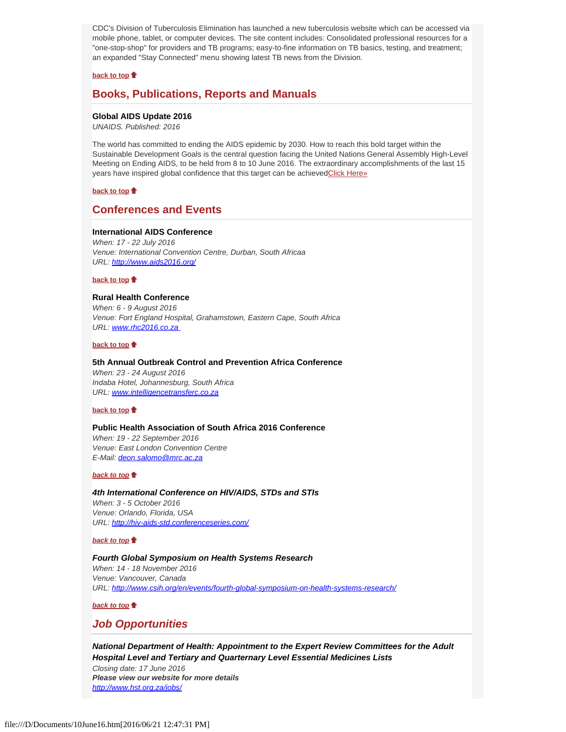CDC's Division of Tuberculosis Elimination has launched a new tuberculosis website which can be accessed via mobile phone, tablet, or computer devices. The site content includes: Consolidated professional resources for a "one-stop-shop" for providers and TB programs; easy-to-fine information on TB basics, testing, and treatment; an expanded "Stay Connected" menu showing latest TB news from the Division.

**back to top**

## Books, Publications, Reports and Manuals

**Global AIDS Update 2016**
*UNAIDS. Published: 2016*

The world has committed to ending the AIDS epidemic by 2030. How to reach this bold target within the Sustainable Development Goals is the central question facing the United Nations General Assembly High-Level Meeting on Ending AIDS, to be held from 8 to 10 June 2016. The extraordinary accomplishments of the last 15 years have inspired global confidence that this target can be achievedClick Here»

**back to top**

## Conferences and Events

**International AIDS Conference**
*When: 17 - 22 July 2016*
*Venue: International Convention Centre, Durban, South Africaa*
*URL: http://www.aids2016.org/*

**back to top**

**Rural Health Conference**
*When: 6 - 9 August 2016*
*Venue: Fort England Hospital, Grahamstown, Eastern Cape, South Africa*
*URL: www.rhc2016.co.za*

**back to top**

**5th Annual Outbreak Control and Prevention Africa Conference**
*When: 23 - 24 August 2016*
*Indaba Hotel, Johannesburg, South Africa*
*URL: www.intelligencetransferc.co.za*

**back to top**

**Public Health Association of South Africa 2016 Conference**
*When: 19 - 22 September 2016*
*Venue: East London Convention Centre*
*E-Mail: deon.salomo@mrc.ac.za*

***back to top***

***4th International Conference on HIV/AIDS, STDs and STIs***
*When: 3 - 5 October 2016*
*Venue: Orlando, Florida, USA*
*URL: http://hiv-aids-std.conferenceseries.com/*

***back to top***

***Fourth Global Symposium on Health Systems Research***
*When: 14 - 18 November 2016*
*Venue: Vancouver, Canada*
*URL: http://www.csih.org/en/events/fourth-global-symposium-on-health-systems-research/*

***back to top***

## *Job Opportunities*

***National Department of Health: Appointment to the Expert Review Committees for the Adult Hospital Level and Tertiary and Quarternary Level Essential Medicines Lists***
*Closing date: 17 June 2016*
***Please view our website for more details***
*http://www.hst.org.za/jobs/*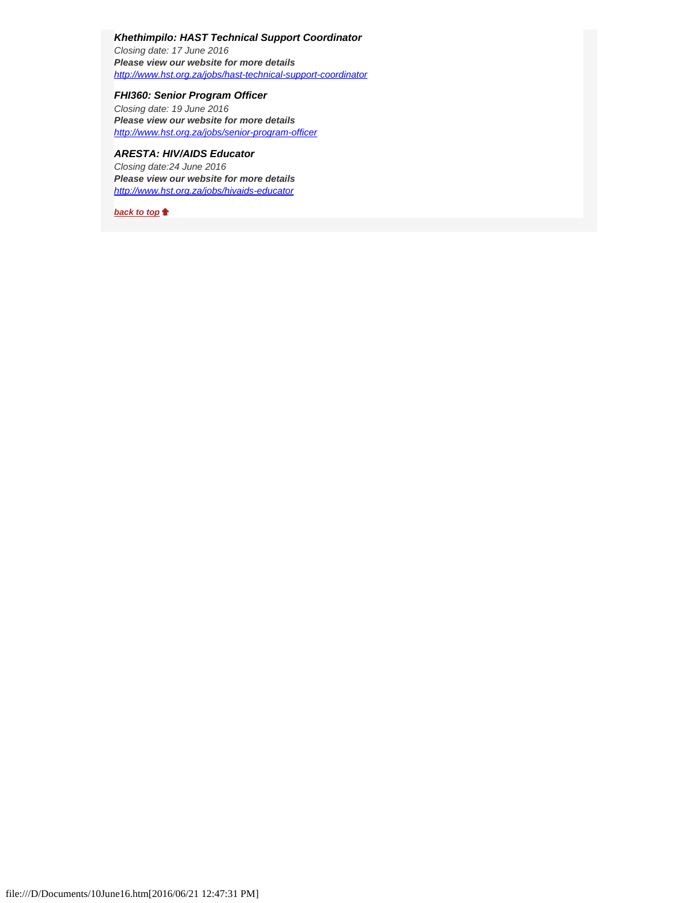***Khethimpilo: HAST Technical Support Coordinator***
*Closing date: 17 June 2016*
***Please view our website for more details***
*http://www.hst.org.za/jobs/hast-technical-support-coordinator*

***FHI360: Senior Program Officer***
*Closing date: 19 June 2016*
***Please view our website for more details***
*http://www.hst.org.za/jobs/senior-program-officer*

***ARESTA: HIV/AIDS Educator***
*Closing date:24 June 2016*
***Please view our website for more details***
*http://www.hst.org.za/jobs/hivaids-educator*

***back to top***